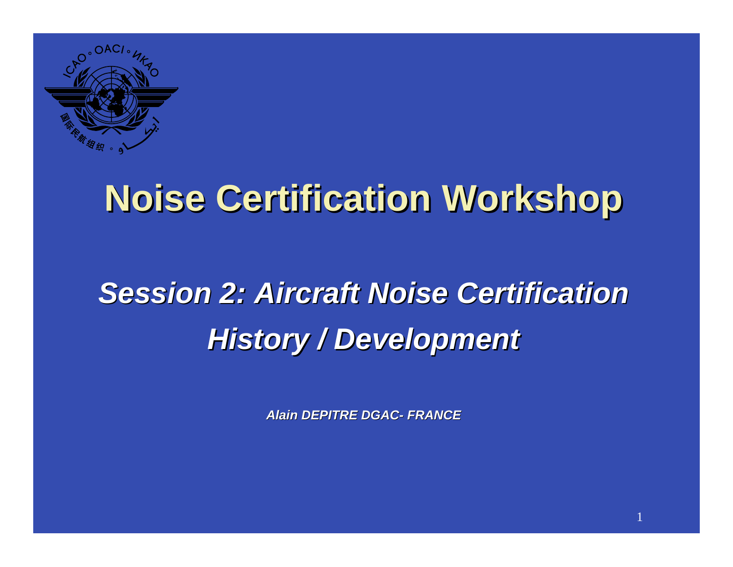# Noise Certification Workshop

## *Session 2: Aircraft Noise Certification History / Development*

***Alain DEPITRE DGAC- FRANCE***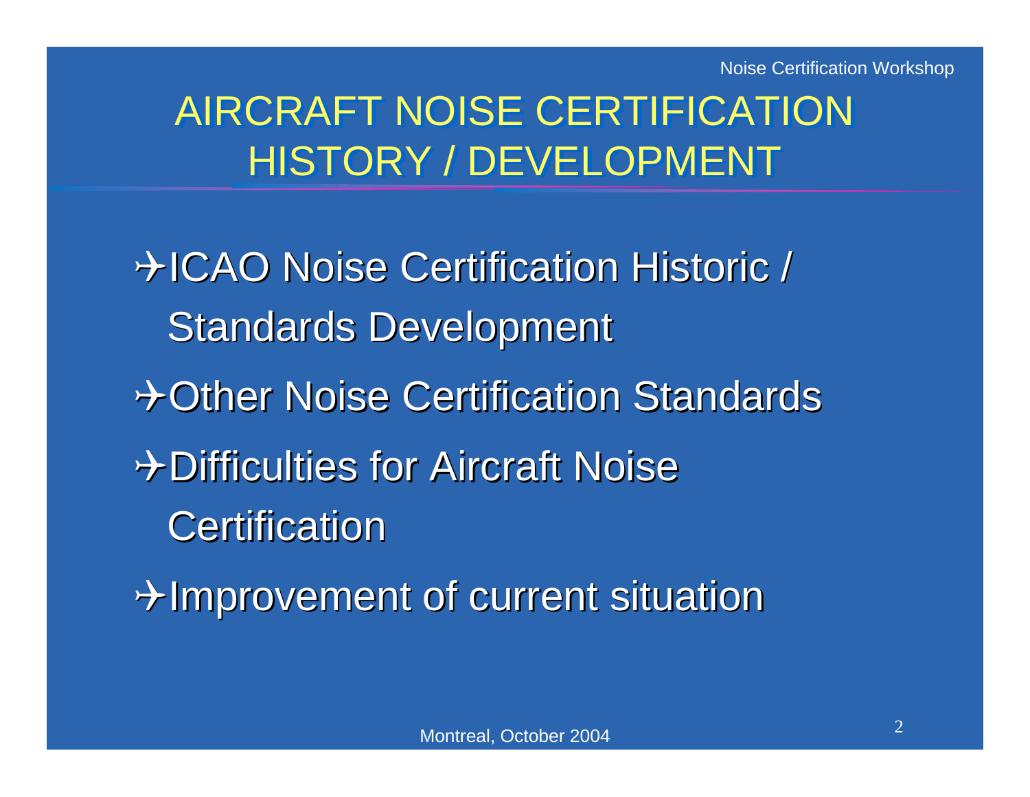# AIRCRAFT NOISE CERTIFICATION HISTORY / DEVELOPMENT

- ✈ICAO Noise Certification Historic / Standards Development
- ✈Other Noise Certification Standards
- ✈Difficulties for Aircraft Noise Certification
- ✈Improvement of current situation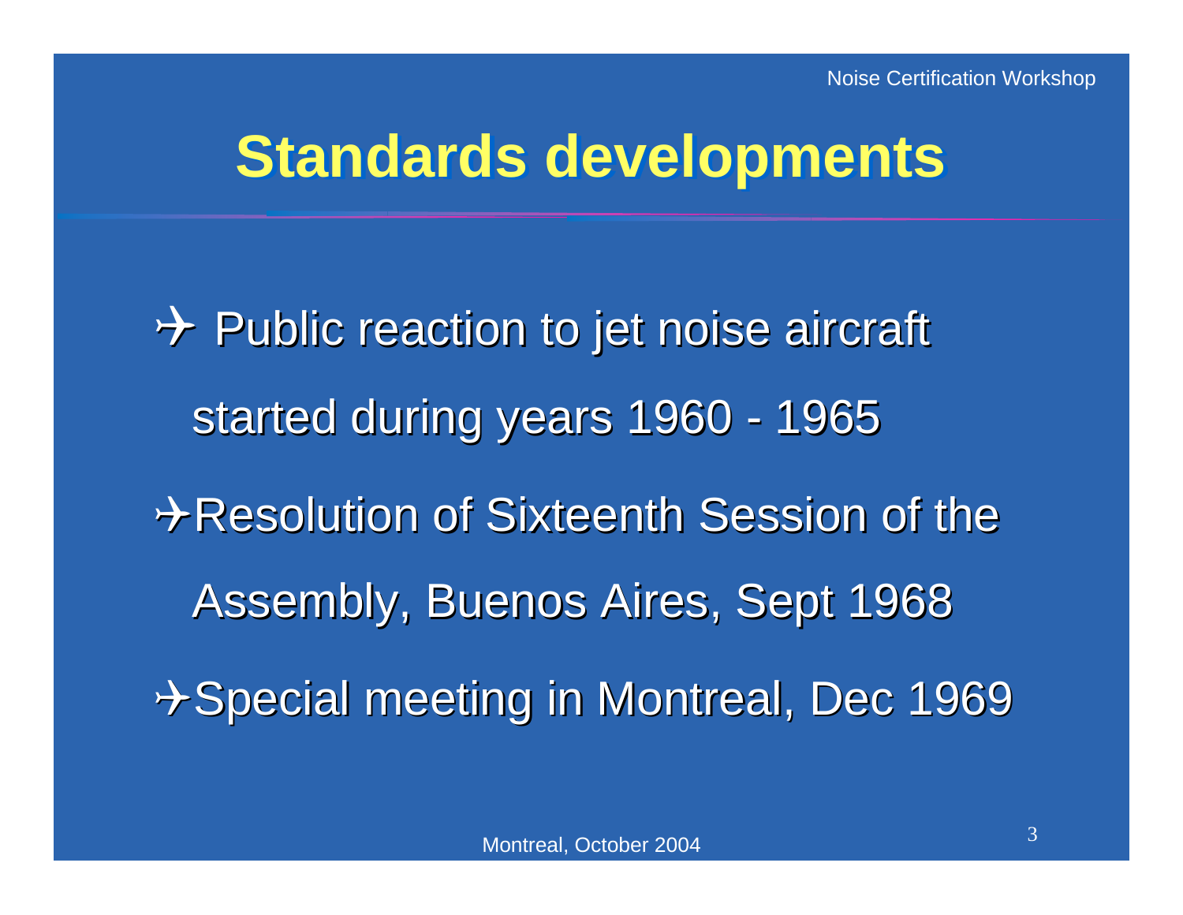# Standards developments

- Public reaction to jet noise aircraft started during years 1960 - 1965
- Resolution of Sixteenth Session of the Assembly, Buenos Aires, Sept 1968
- Special meeting in Montreal, Dec 1969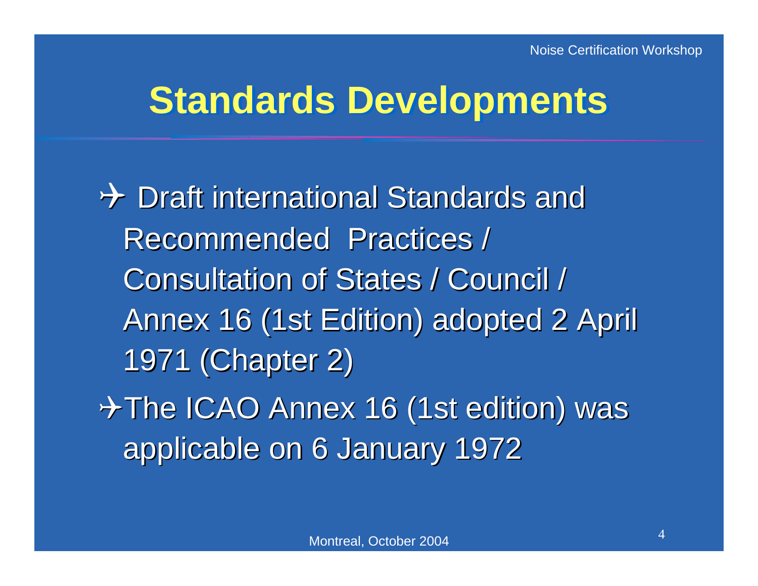# Standards Developments

- Draft international Standards and Recommended Practices / Consultation of States / Council / Annex 16 (1st Edition) adopted 2 April 1971 (Chapter 2)
- The ICAO Annex 16 (1st edition) was applicable on 6 January 1972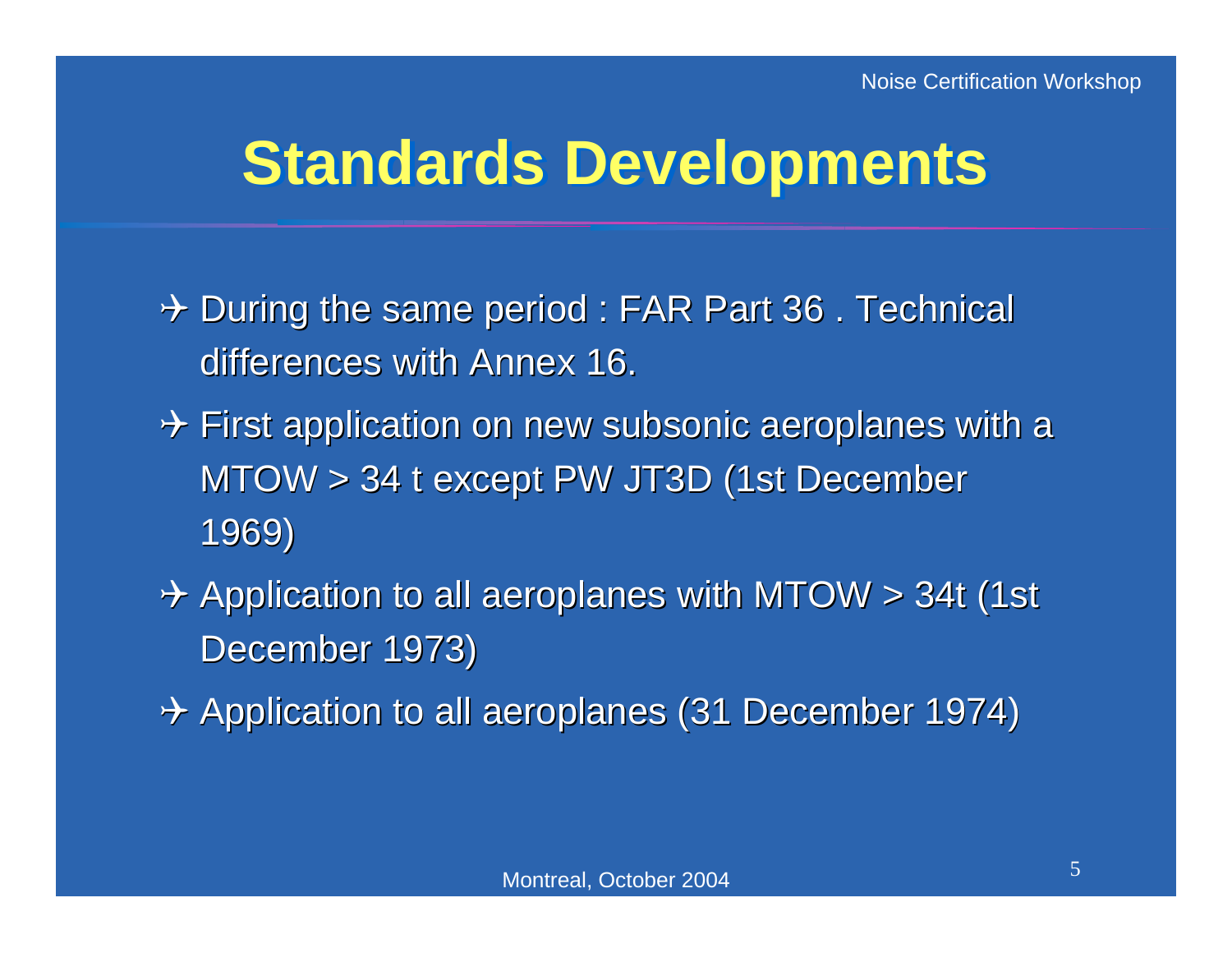# Standards Developments

- During the same period : FAR Part 36 . Technical differences with Annex 16.
- First application on new subsonic aeroplanes with a MTOW > 34 t except PW JT3D (1st December 1969)
- Application to all aeroplanes with MTOW > 34t (1st December 1973)
- Application to all aeroplanes (31 December 1974)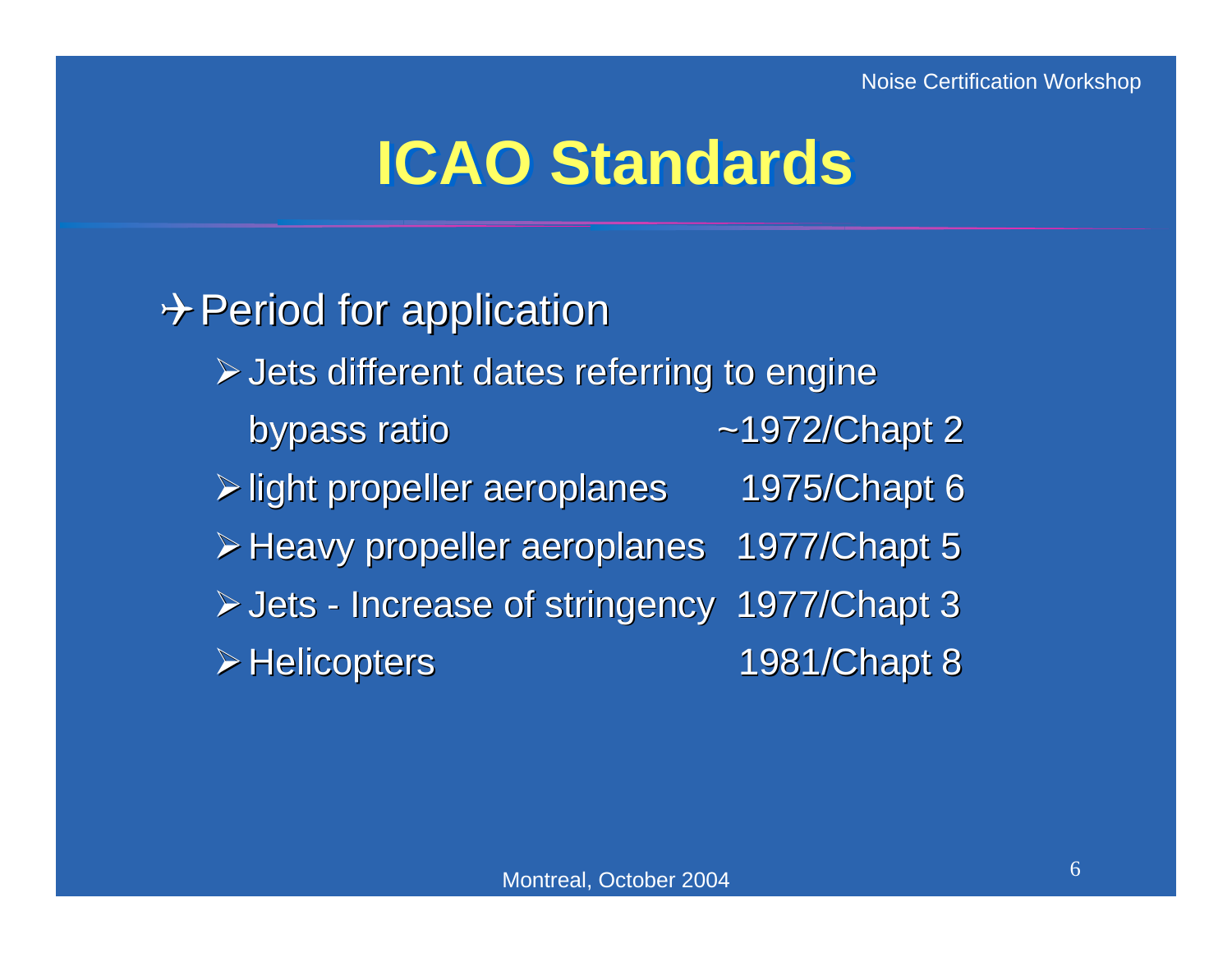# ICAO Standards

- Period for application
  - Jets different dates referring to engine bypass ratio ~1972/Chapt 2
  - light propeller aeroplanes 1975/Chapt 6
  - Heavy propeller aeroplanes 1977/Chapt 5
  - Jets - Increase of stringency 1977/Chapt 3
  - Helicopters 1981/Chapt 8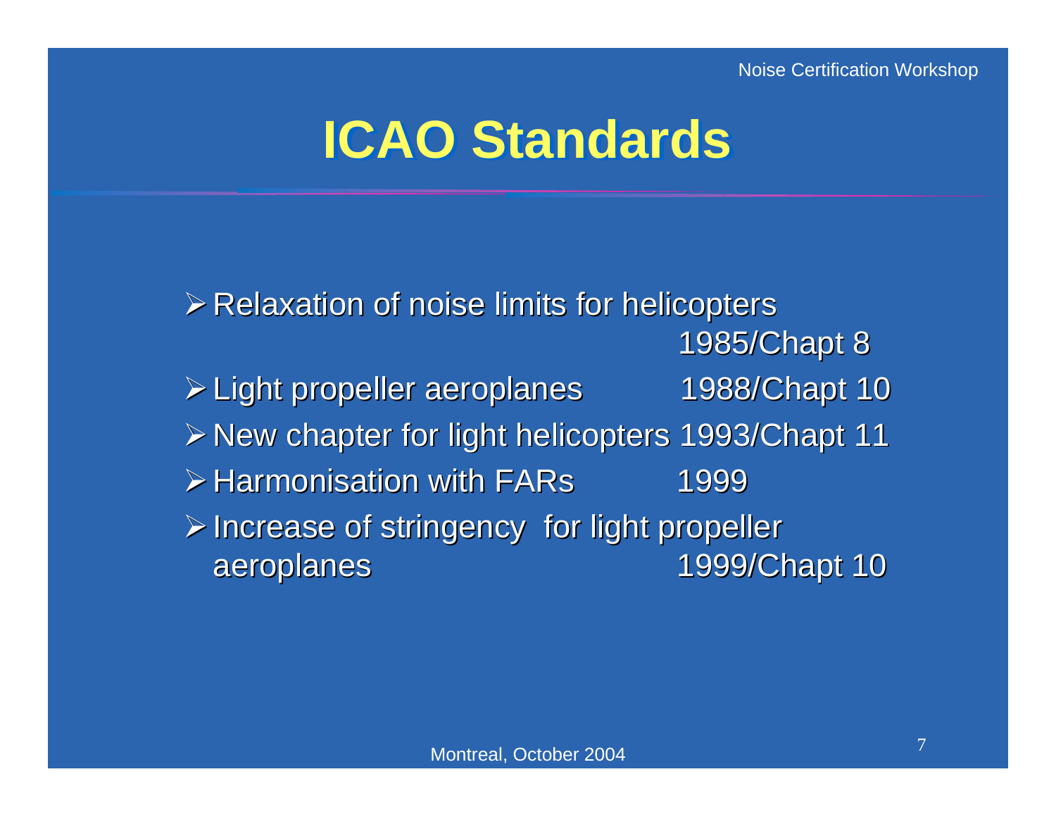# ICAO Standards

- Relaxation of noise limits for helicopters 1985/Chapt 8
- Light propeller aeroplanes 1988/Chapt 10
- New chapter for light helicopters 1993/Chapt 11
- Harmonisation with FARs 1999
- Increase of stringency for light propeller aeroplanes 1999/Chapt 10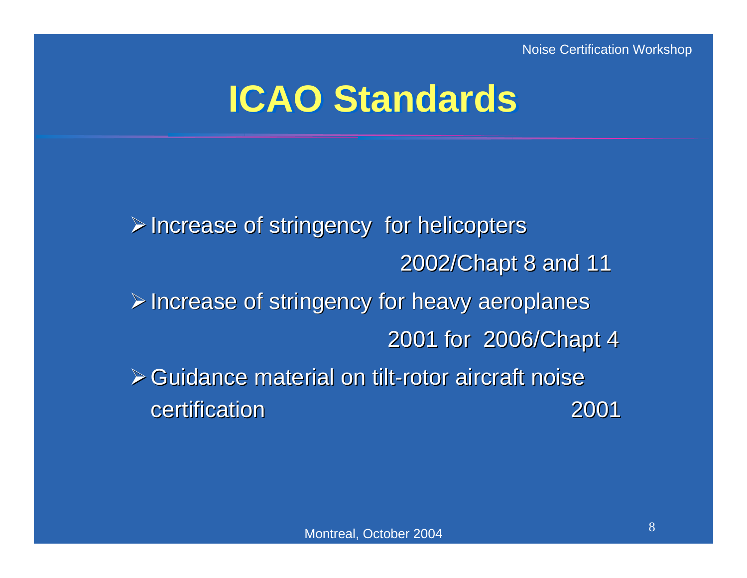# ICAO Standards

- Increase of stringency for helicopters
  2002/Chapt 8 and 11
- Increase of stringency for heavy aeroplanes
  2001 for 2006/Chapt 4
- Guidance material on tilt-rotor aircraft noise certification 2001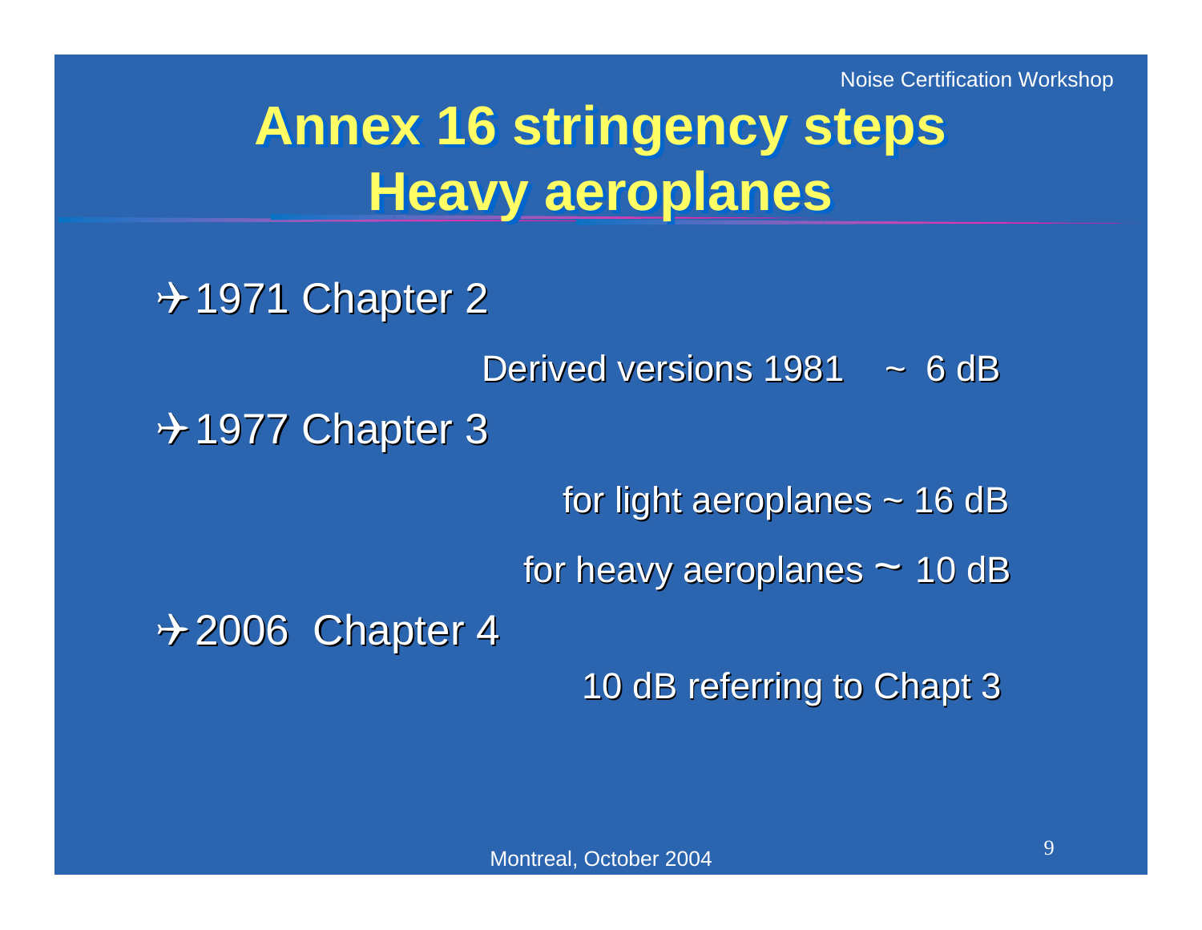# Annex 16 stringency steps
# Heavy aeroplanes

- ✈ 1971 Chapter 2

  Derived versions 1981 ~ 6 dB

- ✈ 1977 Chapter 3

  for light aeroplanes ~ 16 dB

  for heavy aeroplanes ~ 10 dB

- ✈ 2006 Chapter 4

  10 dB referring to Chapt 3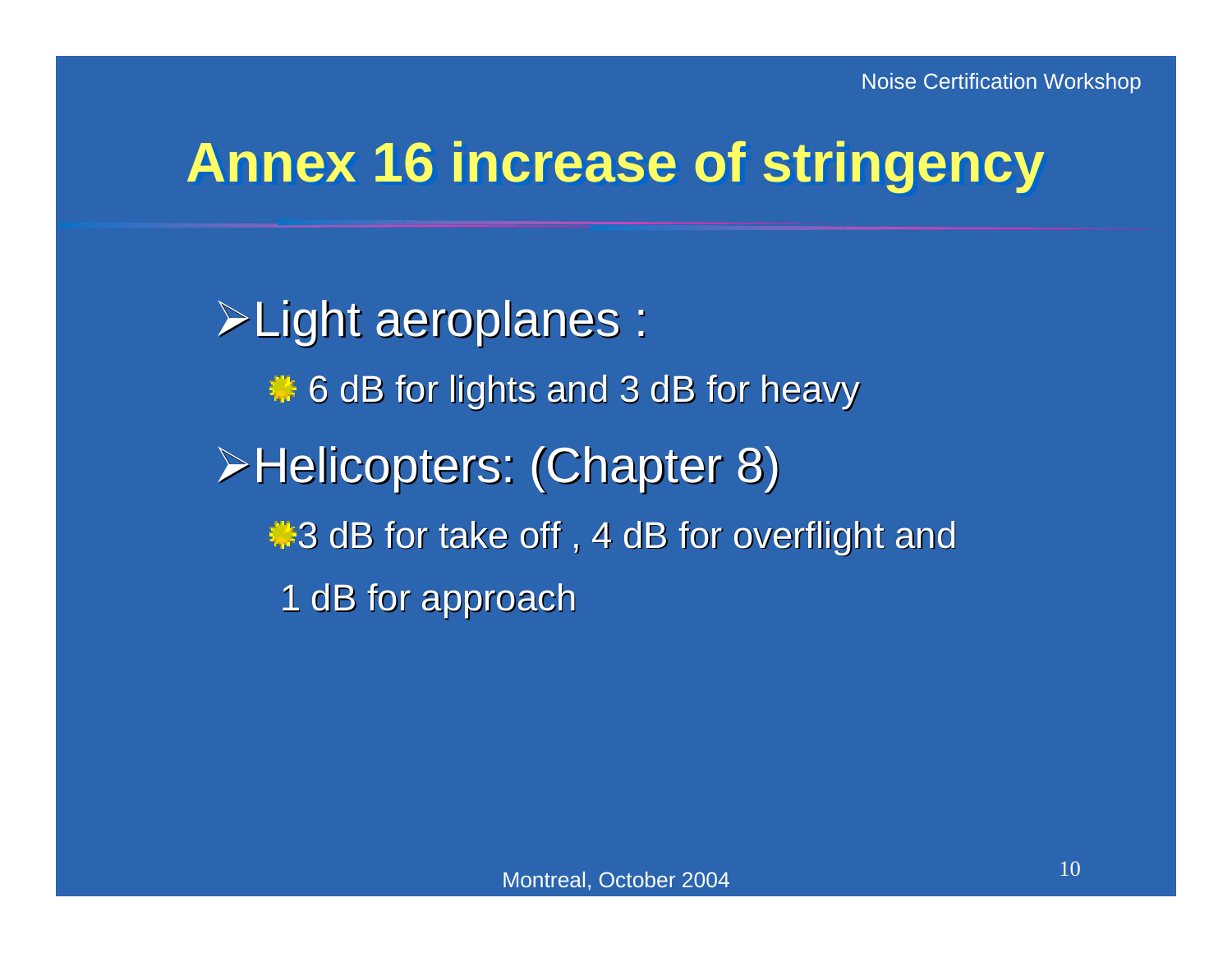# Annex 16 increase of stringency

- Light aeroplanes :
  - 6 dB for lights and 3 dB for heavy
- Helicopters: (Chapter 8)
  - 3 dB for take off , 4 dB for overflight and 1 dB for approach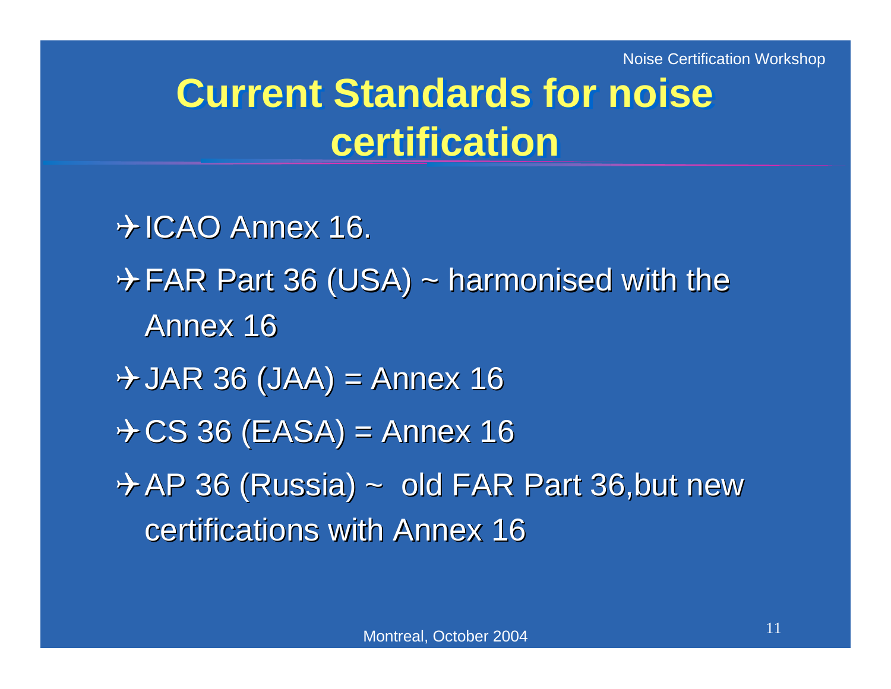# Current Standards for noise certification

- ICAO Annex 16.
- FAR Part 36 (USA) ~ harmonised with the Annex 16
- JAR 36 (JAA) = Annex 16
- CS 36 (EASA) = Annex 16
- AP 36 (Russia) ~ old FAR Part 36,but new certifications with Annex 16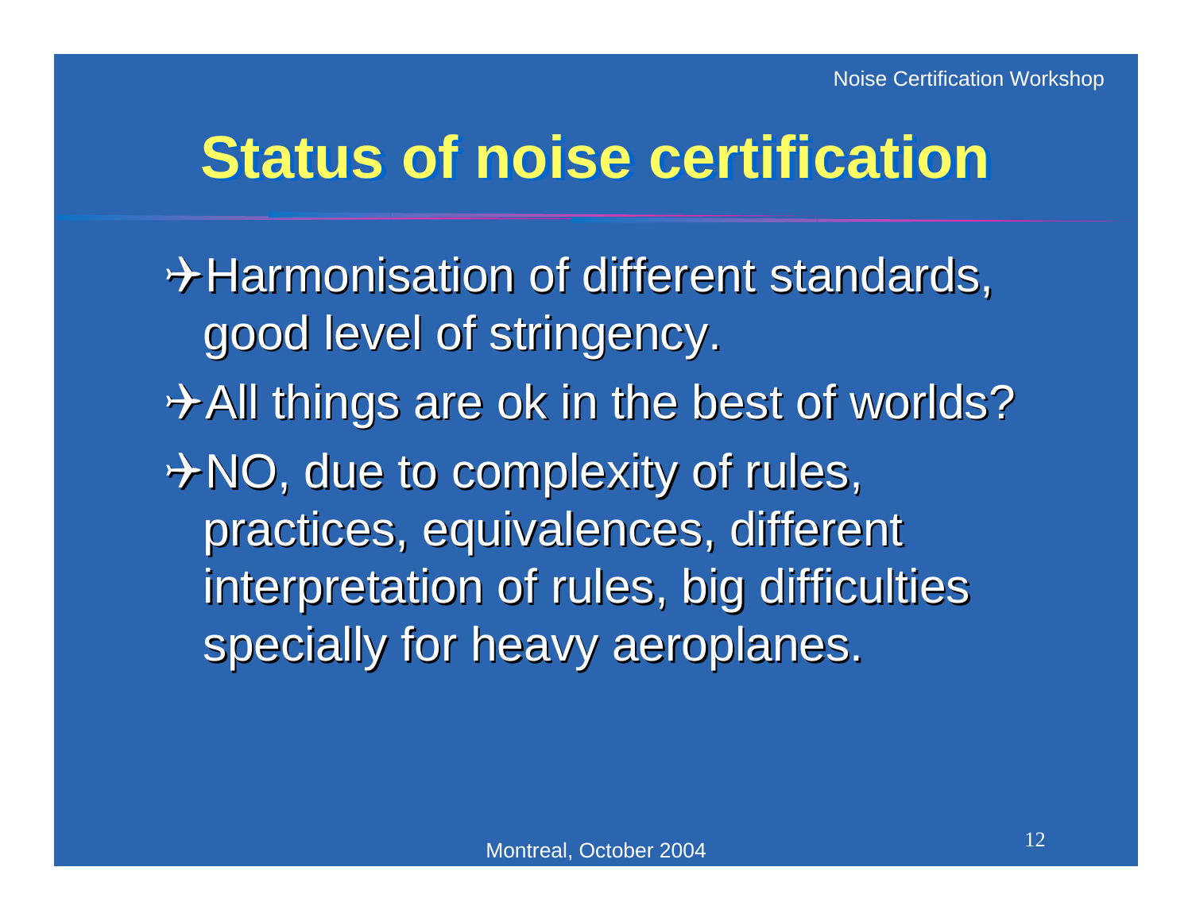# Status of noise certification

- Harmonisation of different standards, good level of stringency.
- All things are ok in the best of worlds?
- NO, due to complexity of rules, practices, equivalences, different interpretation of rules, big difficulties specially for heavy aeroplanes.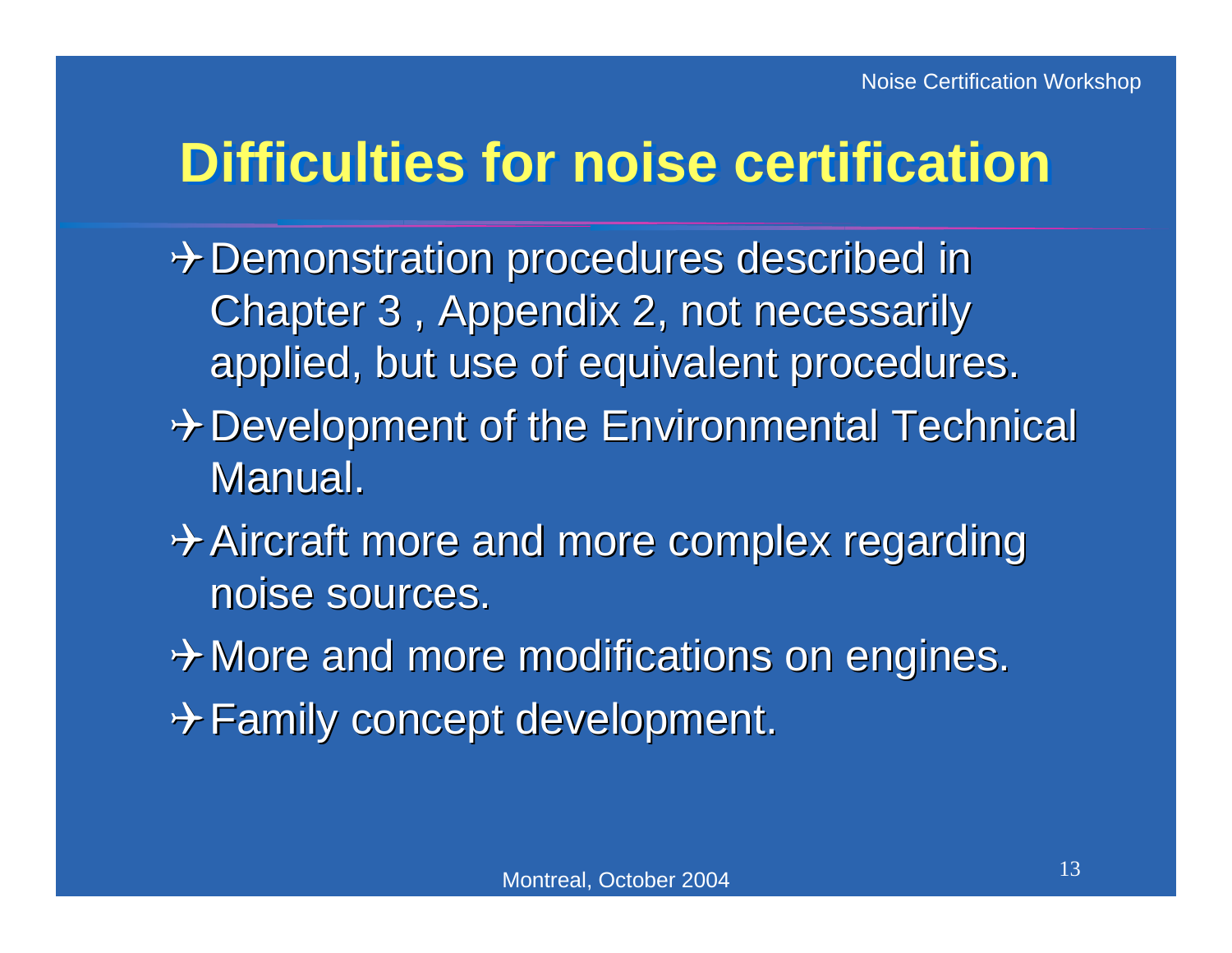## Difficulties for noise certification

- Demonstration procedures described in Chapter 3 , Appendix 2, not necessarily applied, but use of equivalent procedures.
- Development of the Environmental Technical Manual.
- Aircraft more and more complex regarding noise sources.
- More and more modifications on engines.
- Family concept development.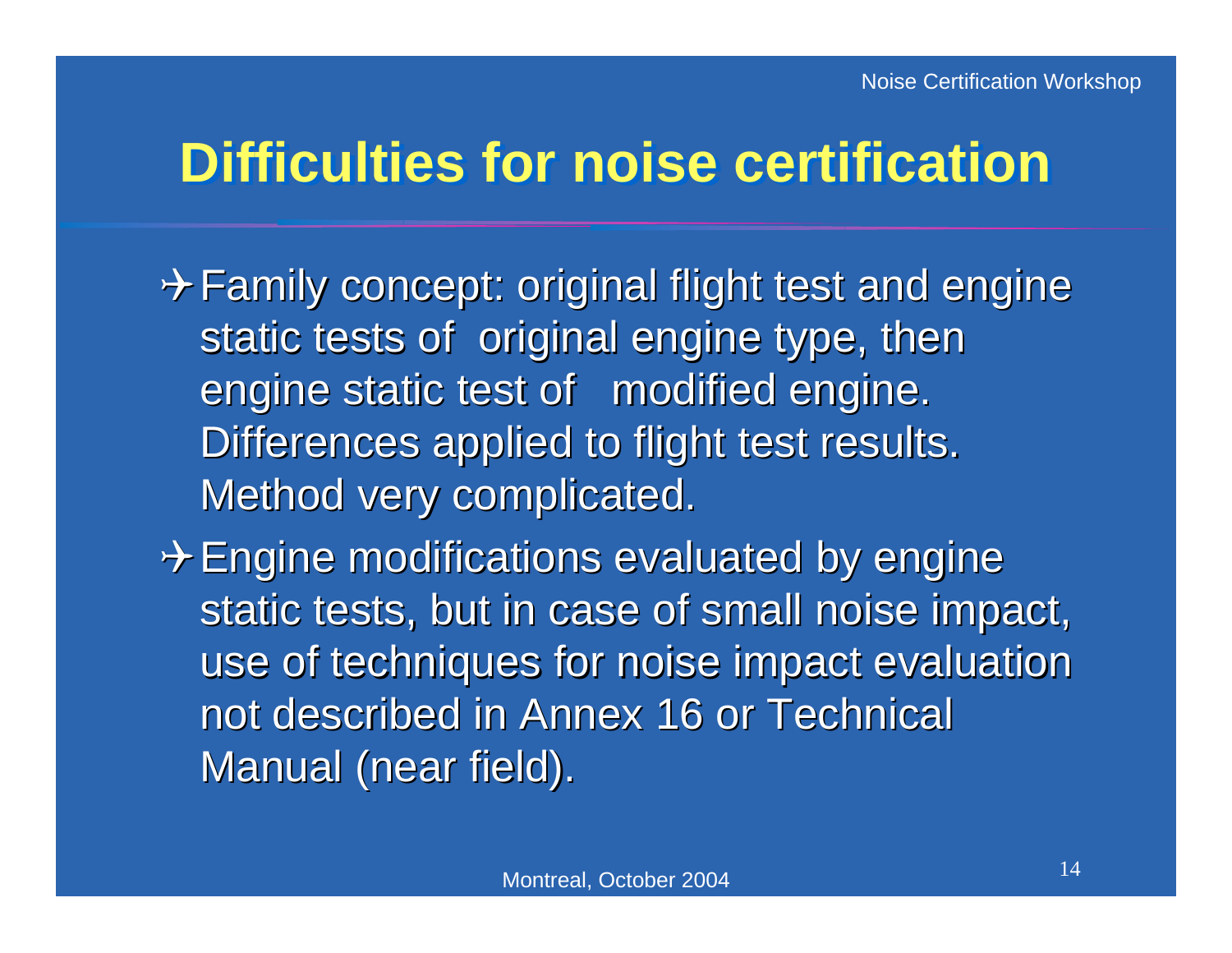# Difficulties for noise certification

- Family concept: original flight test and engine static tests of original engine type, then engine static test of modified engine. Differences applied to flight test results. Method very complicated.
- Engine modifications evaluated by engine static tests, but in case of small noise impact, use of techniques for noise impact evaluation not described in Annex 16 or Technical Manual (near field).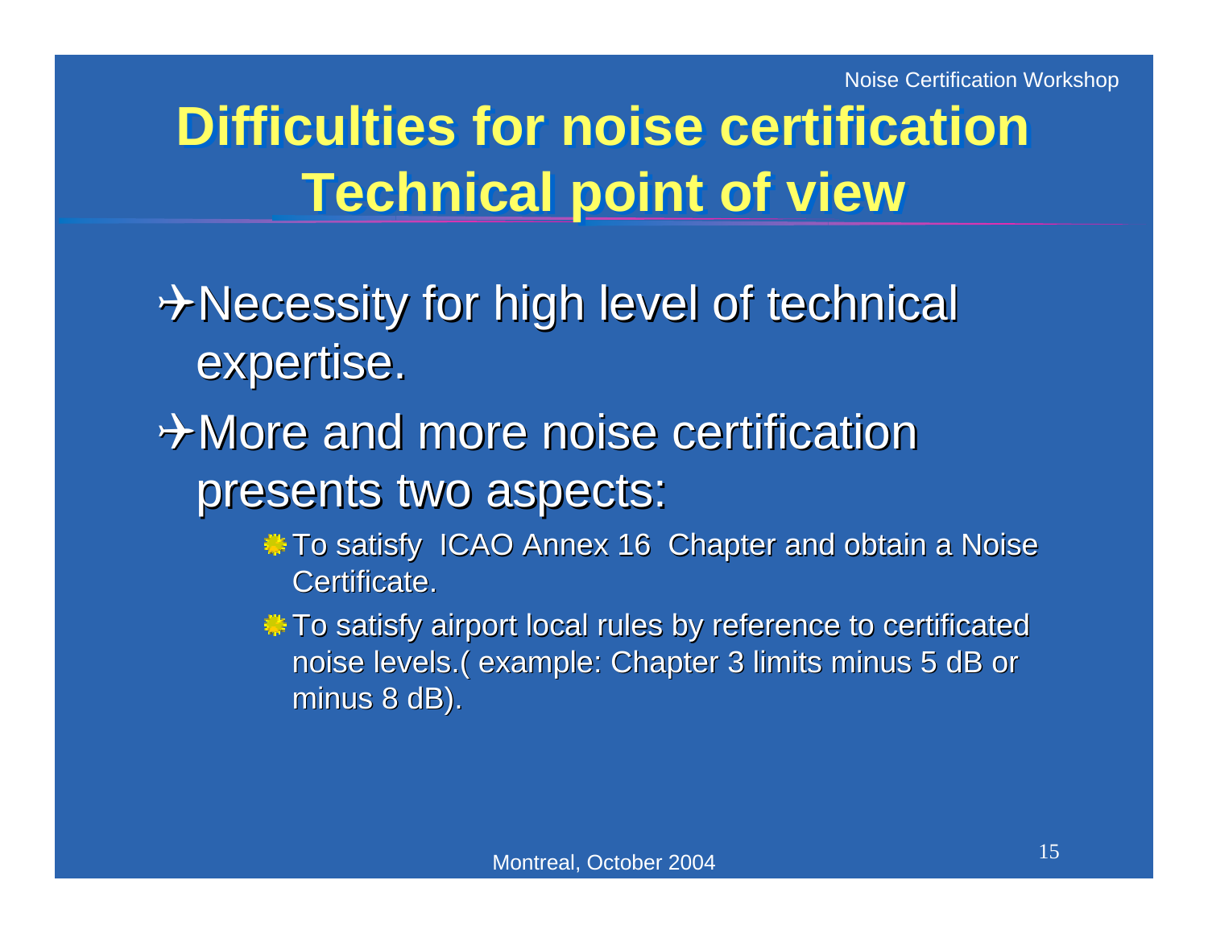# Difficulties for noise certification Technical point of view

- Necessity for high level of technical expertise.
- More and more noise certification presents two aspects:
  - To satisfy ICAO Annex 16 Chapter and obtain a Noise Certificate.
  - To satisfy airport local rules by reference to certificated noise levels.( example: Chapter 3 limits minus 5 dB or minus 8 dB).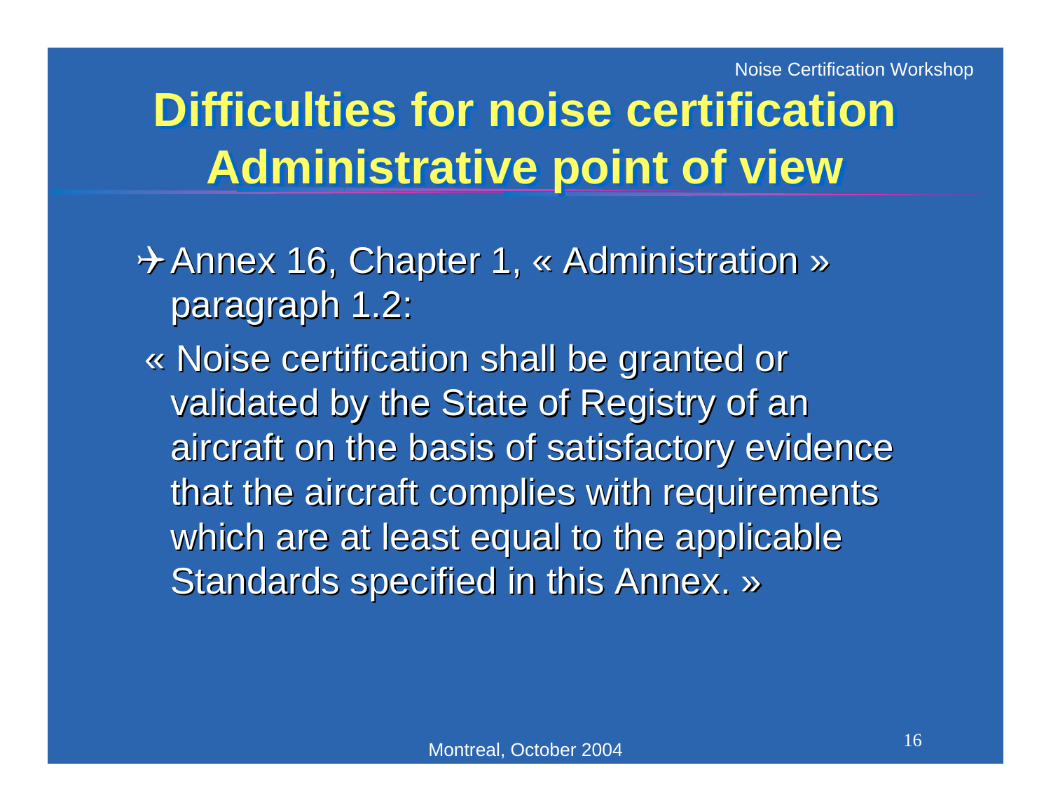# Difficulties for noise certification Administrative point of view

- ✈ Annex 16, Chapter 1, « Administration » paragraph 1.2:

  « Noise certification shall be granted or validated by the State of Registry of an aircraft on the basis of satisfactory evidence that the aircraft complies with requirements which are at least equal to the applicable Standards specified in this Annex. »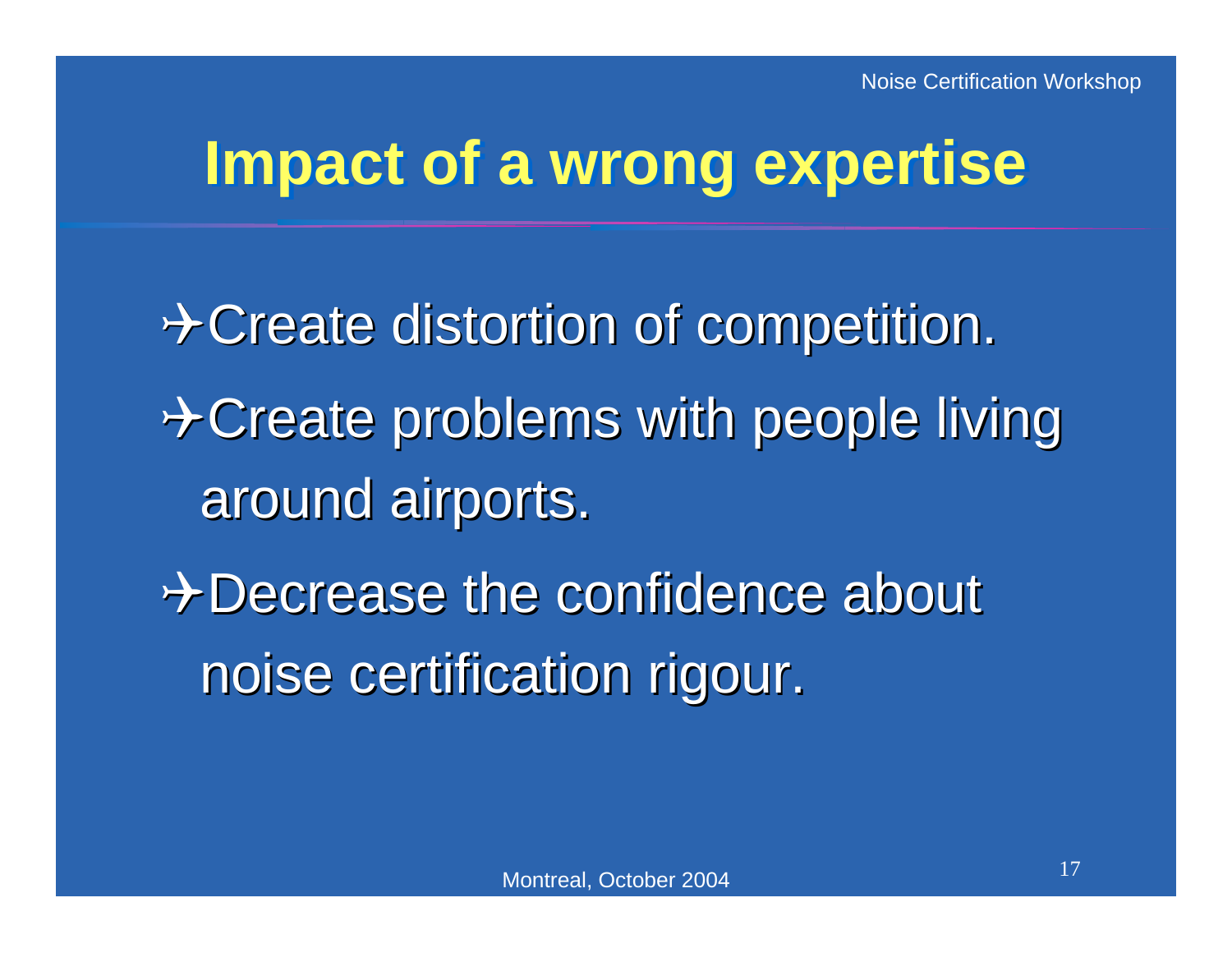# Impact of a wrong expertise

- Create distortion of competition.
- Create problems with people living around airports.
- Decrease the confidence about noise certification rigour.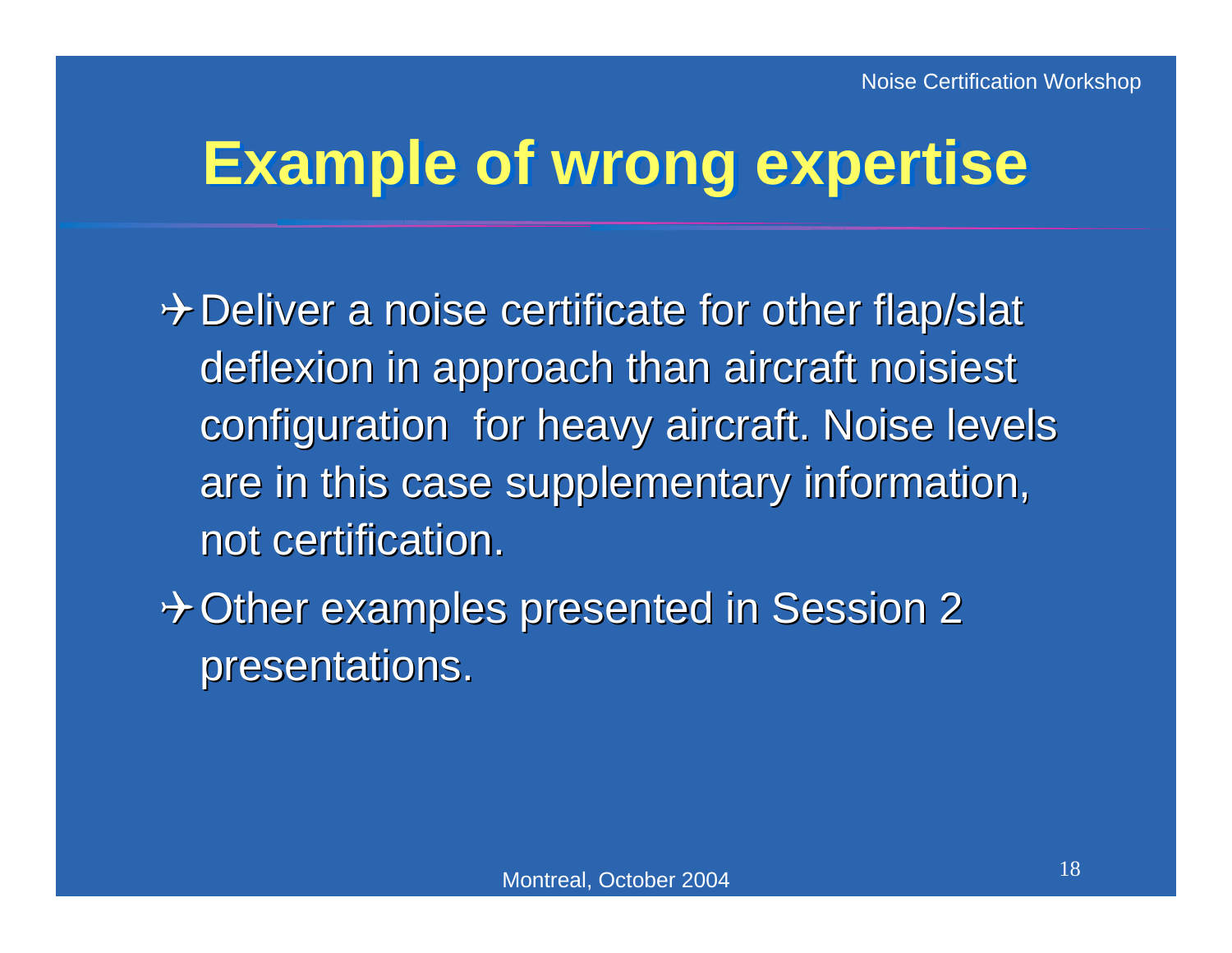# Example of wrong expertise

- Deliver a noise certificate for other flap/slat deflexion in approach than aircraft noisiest configuration for heavy aircraft. Noise levels are in this case supplementary information, not certification.
- Other examples presented in Session 2 presentations.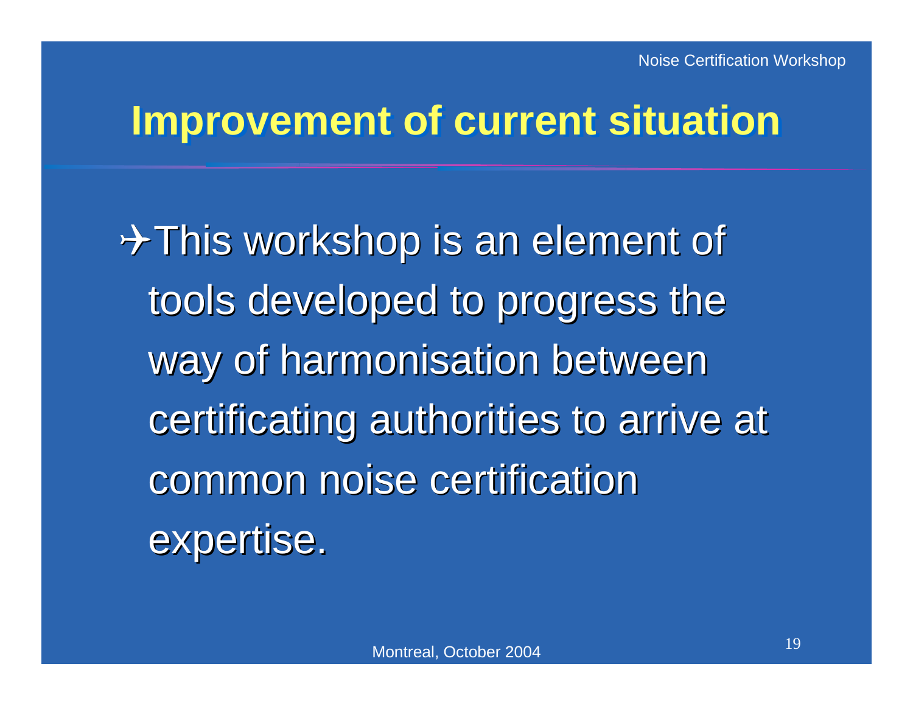# Improvement of current situation

- This workshop is an element of tools developed to progress the way of harmonisation between certificating authorities to arrive at common noise certification expertise.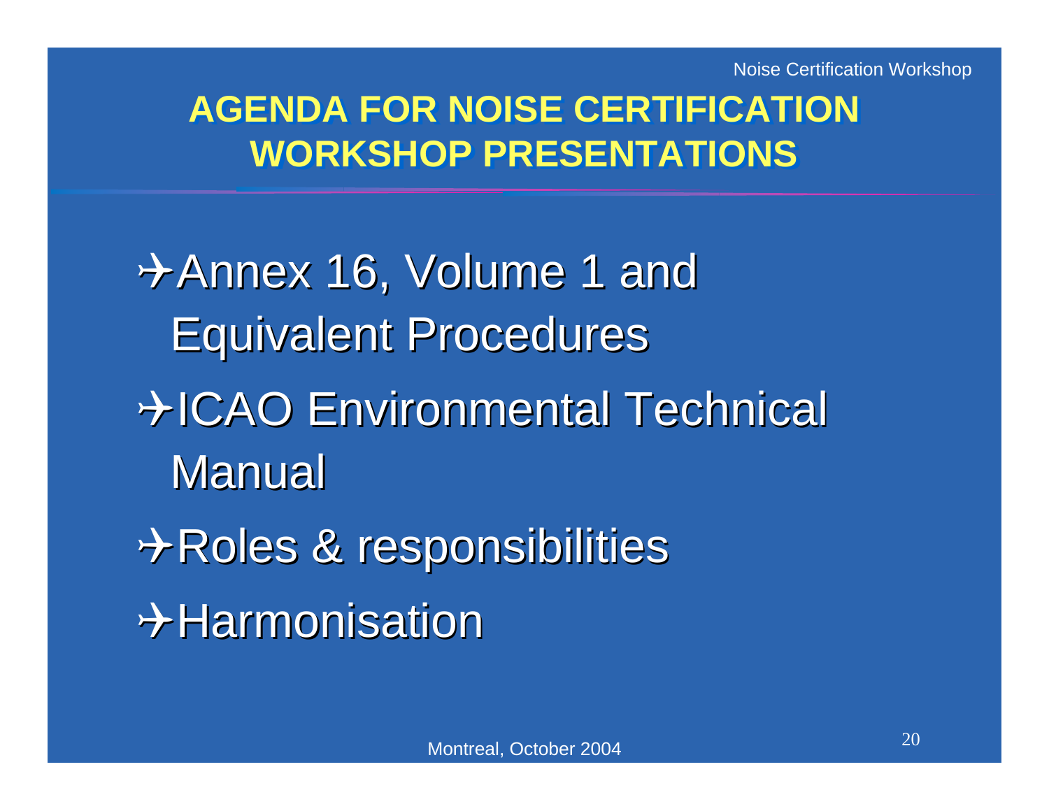# AGENDA FOR NOISE CERTIFICATION WORKSHOP PRESENTATIONS

- Annex 16, Volume 1 and Equivalent Procedures
- ICAO Environmental Technical Manual
- Roles & responsibilities
- Harmonisation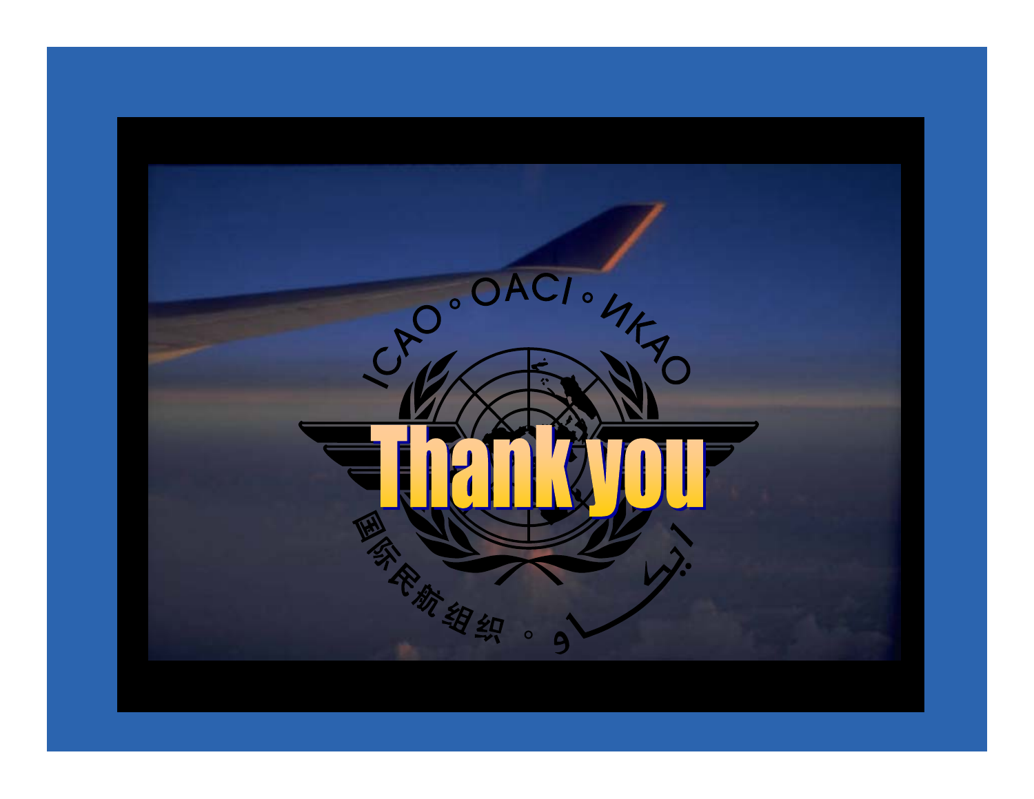ICAO • OACI • ИКАО

# Thank you

国际民航组织 • ايكاو